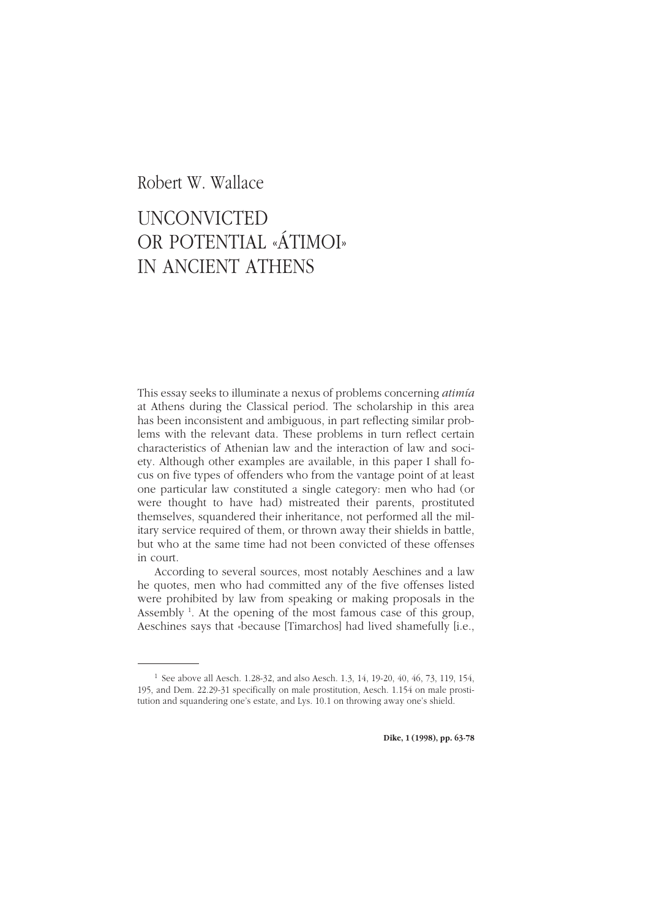Robert W. Wallace

# UNCONVICTED OR POTENTIAL «ÁTIMOI» IN ANCIENT ATHENS

This essay seeks to illuminate a nexus of problems concerning *atimía* at Athens during the Classical period. The scholarship in this area has been inconsistent and ambiguous, in part reflecting similar problems with the relevant data. These problems in turn reflect certain characteristics of Athenian law and the interaction of law and society. Although other examples are available, in this paper I shall focus on five types of offenders who from the vantage point of at least one particular law constituted a single category: men who had (or were thought to have had) mistreated their parents, prostituted themselves, squandered their inheritance, not performed all the military service required of them, or thrown away their shields in battle, but who at the same time had not been convicted of these offenses in court.

According to several sources, most notably Aeschines and a law he quotes, men who had committed any of the five offenses listed were prohibited by law from speaking or making proposals in the Assembly [1]. At the opening of the most famous case of this group, Aeschines says that «because [Timarchos] had lived shamefully [i.e.,

---

[1] See above all Aesch. 1.28-32, and also Aesch. 1.3, 14, 19-20, 40, 46, 73, 119, 154, 195, and Dem. 22.29-31 specifically on male prostitution, Aesch. 1.154 on male prostitution and squandering one's estate, and Lys. 10.1 on throwing away one's shield.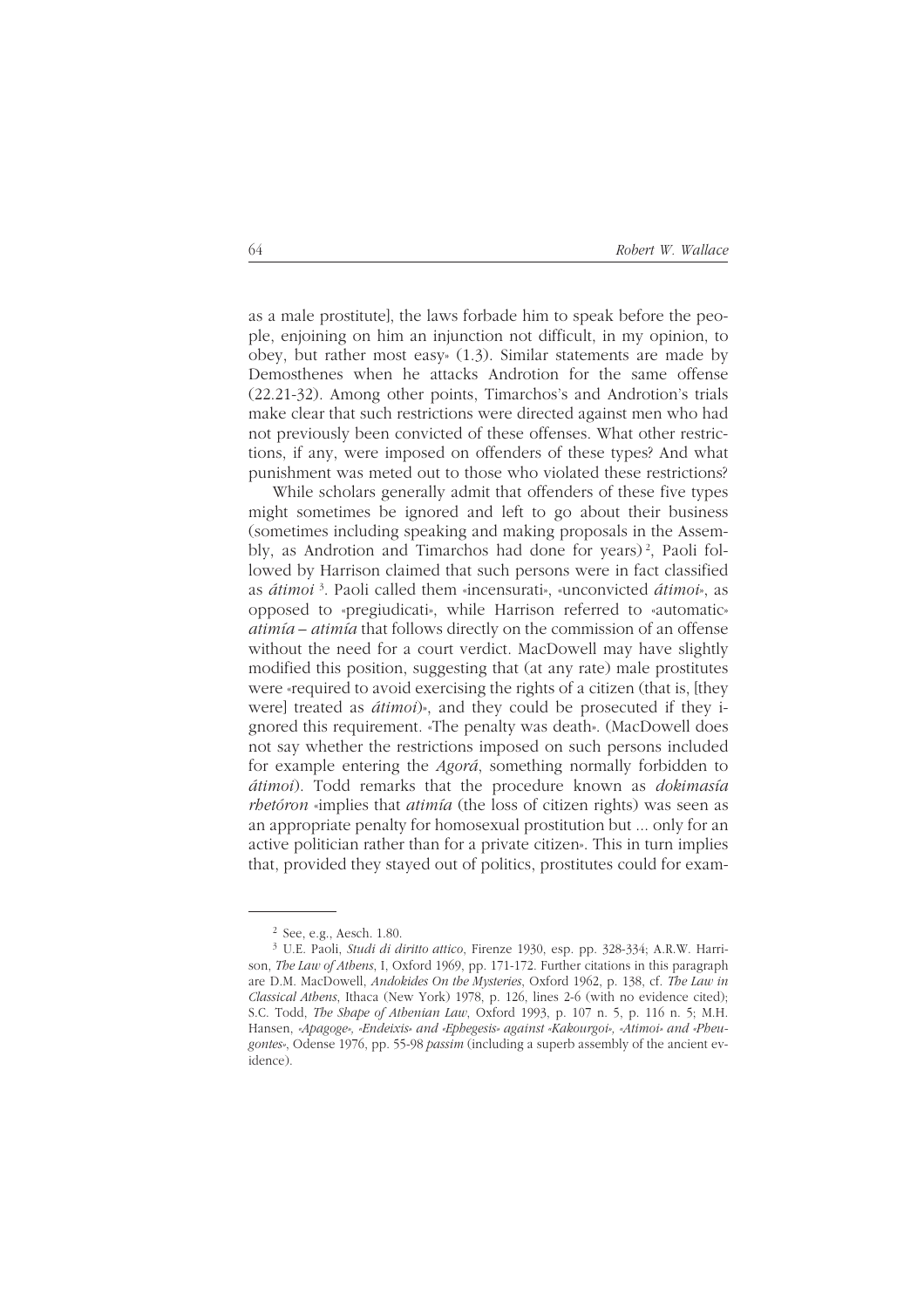as a male prostitute], the laws forbade him to speak before the people, enjoining on him an injunction not difficult, in my opinion, to obey, but rather most easy» (1.3). Similar statements are made by Demosthenes when he attacks Androtion for the same offense (22.21-32). Among other points, Timarchos's and Androtion's trials make clear that such restrictions were directed against men who had not previously been convicted of these offenses. What other restrictions, if any, were imposed on offenders of these types? And what punishment was meted out to those who violated these restrictions?

While scholars generally admit that offenders of these five types might sometimes be ignored and left to go about their business (sometimes including speaking and making proposals in the Assembly, as Androtion and Timarchos had done for years)[2], Paoli followed by Harrison claimed that such persons were in fact classified as *átimoi*[3]. Paoli called them «incensurati», «unconvicted *átimoi*», as opposed to «pregiudicati», while Harrison referred to «automatic» *atimía* – *atimía* that follows directly on the commission of an offense without the need for a court verdict. MacDowell may have slightly modified this position, suggesting that (at any rate) male prostitutes were «required to avoid exercising the rights of a citizen (that is, [they were] treated as *átimoi*)», and they could be prosecuted if they ignored this requirement. «The penalty was death». (MacDowell does not say whether the restrictions imposed on such persons included for example entering the *Agorá*, something normally forbidden to *átimoi*). Todd remarks that the procedure known as *dokimasía rhetóron* «implies that *atimía* (the loss of citizen rights) was seen as an appropriate penalty for homosexual prostitution but ... only for an active politician rather than for a private citizen». This in turn implies that, provided they stayed out of politics, prostitutes could for exam-

---

[2] See, e.g., Aesch. 1.80.

[3] U.E. Paoli, *Studi di diritto attico*, Firenze 1930, esp. pp. 328-334; A.R.W. Harrison, *The Law of Athens*, I, Oxford 1969, pp. 171-172. Further citations in this paragraph are D.M. MacDowell, *Andokides On the Mysteries*, Oxford 1962, p. 138, cf. *The Law in Classical Athens*, Ithaca (New York) 1978, p. 126, lines 2-6 (with no evidence cited); S.C. Todd, *The Shape of Athenian Law*, Oxford 1993, p. 107 n. 5, p. 116 n. 5; M.H. Hansen, *«Apagoge», «Endeixis» and «Ephegesis» against «Kakourgoi», «Atimoi» and «Pheugontes»*, Odense 1976, pp. 55-98 *passim* (including a superb assembly of the ancient evidence).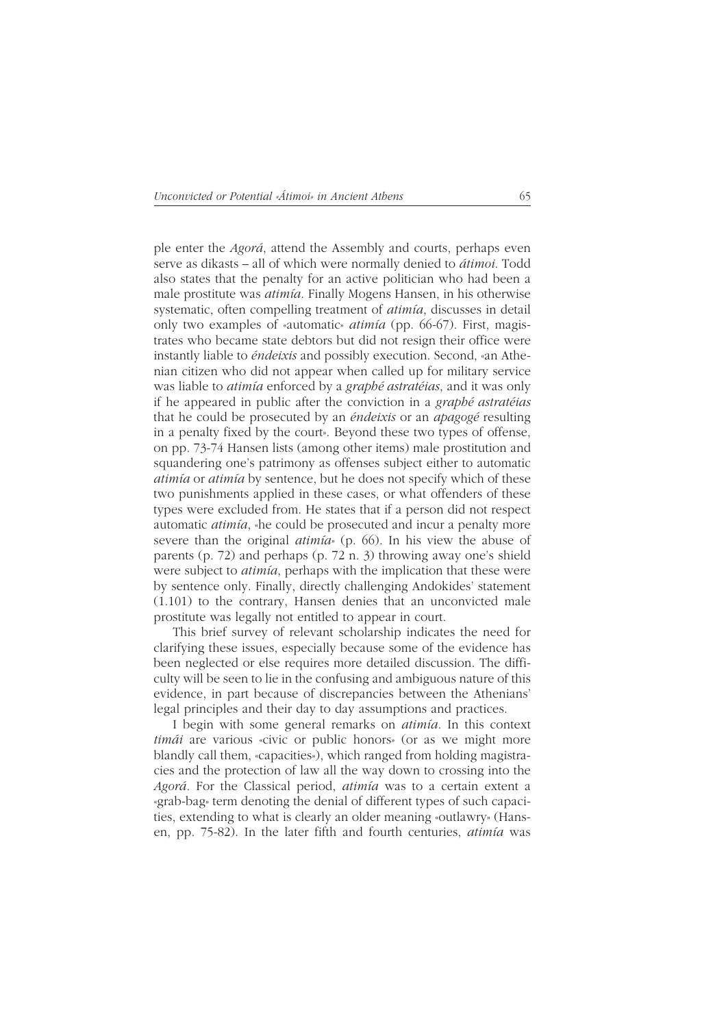ple enter the *Agorá*, attend the Assembly and courts, perhaps even serve as dikasts – all of which were normally denied to *átimoi*. Todd also states that the penalty for an active politician who had been a male prostitute was *atimía*. Finally Mogens Hansen, in his otherwise systematic, often compelling treatment of *atimía*, discusses in detail only two examples of «automatic» *atimía* (pp. 66-67). First, magistrates who became state debtors but did not resign their office were instantly liable to *éndeixis* and possibly execution. Second, «an Athenian citizen who did not appear when called up for military service was liable to *atimía* enforced by a *graphé astratéias*, and it was only if he appeared in public after the conviction in a *graphé astratéias* that he could be prosecuted by an *éndeixis* or an *apagogé* resulting in a penalty fixed by the court». Beyond these two types of offense, on pp. 73-74 Hansen lists (among other items) male prostitution and squandering one's patrimony as offenses subject either to automatic *atimía* or *atimía* by sentence, but he does not specify which of these two punishments applied in these cases, or what offenders of these types were excluded from. He states that if a person did not respect automatic *atimía*, «he could be prosecuted and incur a penalty more severe than the original *atimía*» (p. 66). In his view the abuse of parents (p. 72) and perhaps (p. 72 n. 3) throwing away one's shield were subject to *atimía*, perhaps with the implication that these were by sentence only. Finally, directly challenging Andokides' statement (1.101) to the contrary, Hansen denies that an unconvicted male prostitute was legally not entitled to appear in court.

This brief survey of relevant scholarship indicates the need for clarifying these issues, especially because some of the evidence has been neglected or else requires more detailed discussion. The difficulty will be seen to lie in the confusing and ambiguous nature of this evidence, in part because of discrepancies between the Athenians' legal principles and their day to day assumptions and practices.

I begin with some general remarks on *atimía*. In this context *timái* are various «civic or public honors» (or as we might more blandly call them, «capacities»), which ranged from holding magistracies and the protection of law all the way down to crossing into the *Agorá*. For the Classical period, *atimía* was to a certain extent a «grab-bag» term denoting the denial of different types of such capacities, extending to what is clearly an older meaning «outlawry» (Hansen, pp. 75-82). In the later fifth and fourth centuries, *atimía* was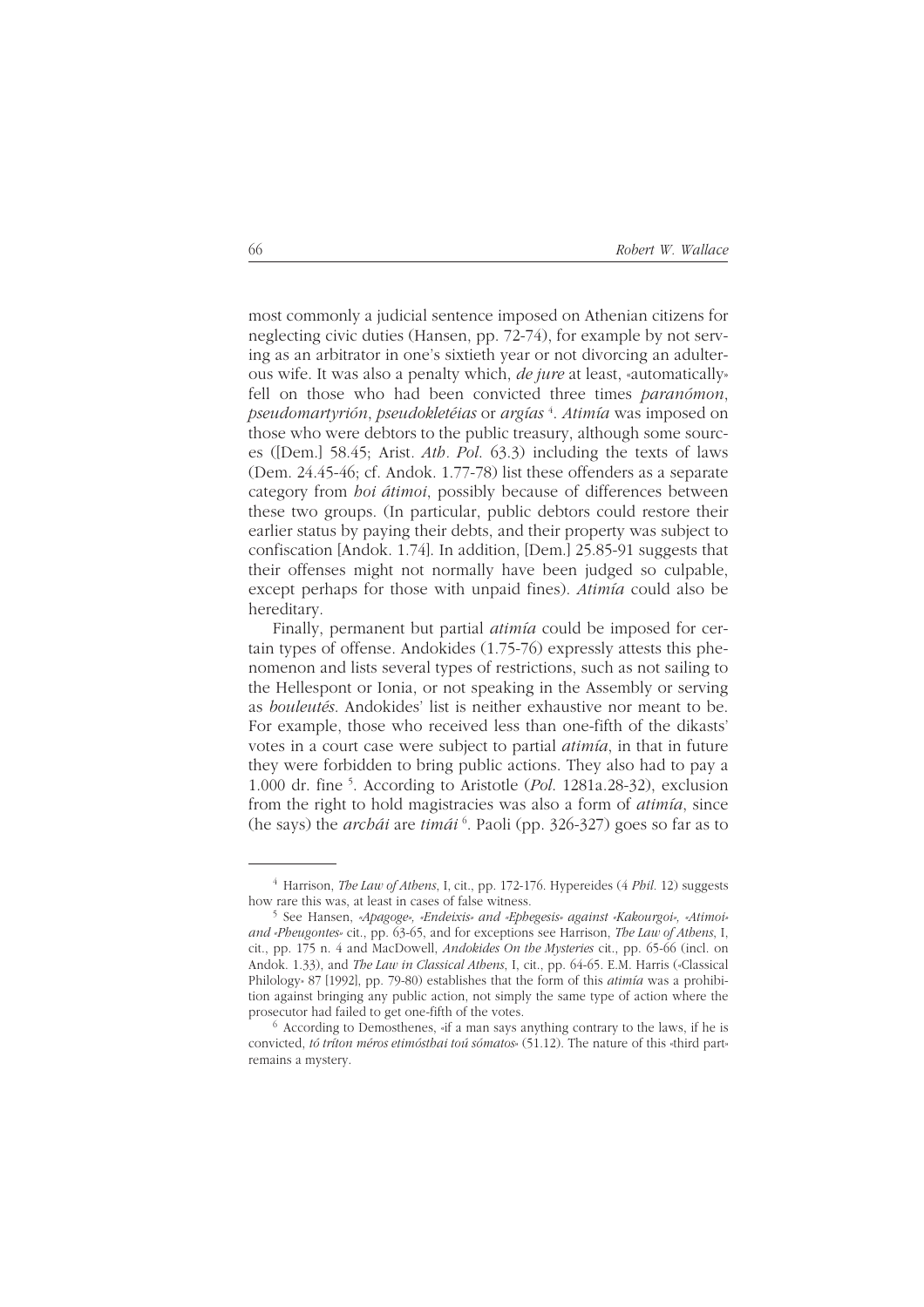most commonly a judicial sentence imposed on Athenian citizens for neglecting civic duties (Hansen, pp. 72-74), for example by not serving as an arbitrator in one's sixtieth year or not divorcing an adulterous wife. It was also a penalty which, *de jure* at least, «automatically» fell on those who had been convicted three times *paranómon*, *pseudomartyrión*, *pseudokletéias* or *argías* [4]. *Atimía* was imposed on those who were debtors to the public treasury, although some sources ([Dem.] 58.45; Arist. *Ath. Pol.* 63.3) including the texts of laws (Dem. 24.45-46; cf. Andok. 1.77-78) list these offenders as a separate category from *hoi átimoi*, possibly because of differences between these two groups. (In particular, public debtors could restore their earlier status by paying their debts, and their property was subject to confiscation [Andok. 1.74]. In addition, [Dem.] 25.85-91 suggests that their offenses might not normally have been judged so culpable, except perhaps for those with unpaid fines). *Atimía* could also be hereditary.

Finally, permanent but partial *atimía* could be imposed for certain types of offense. Andokides (1.75-76) expressly attests this phenomenon and lists several types of restrictions, such as not sailing to the Hellespont or Ionia, or not speaking in the Assembly or serving as *bouleutés*. Andokides' list is neither exhaustive nor meant to be. For example, those who received less than one-fifth of the dikasts' votes in a court case were subject to partial *atimía*, in that in future they were forbidden to bring public actions. They also had to pay a 1.000 dr. fine [5]. According to Aristotle (*Pol.* 1281a.28-32), exclusion from the right to hold magistracies was also a form of *atimía*, since (he says) the *archái* are *timái* [6]. Paoli (pp. 326-327) goes so far as to

---

[4] Harrison, *The Law of Athens*, I, cit., pp. 172-176. Hypereides (4 *Phil.* 12) suggests how rare this was, at least in cases of false witness.

[5] See Hansen, *«Apagoge», «Endeixis» and «Ephegesis» against «Kakourgoi», «Atimoi» and «Pheugontes»* cit., pp. 63-65, and for exceptions see Harrison, *The Law of Athens*, I, cit., pp. 175 n. 4 and MacDowell, *Andokides On the Mysteries* cit., pp. 65-66 (incl. on Andok. 1.33), and *The Law in Classical Athens*, I, cit., pp. 64-65. E.M. Harris («Classical Philology» 87 [1992], pp. 79-80) establishes that the form of this *atimía* was a prohibition against bringing any public action, not simply the same type of action where the prosecutor had failed to get one-fifth of the votes.

[6] According to Demosthenes, «if a man says anything contrary to the laws, if he is convicted, *tó tríton méros etimósthai toú sómatos*» (51.12). The nature of this «third part» remains a mystery.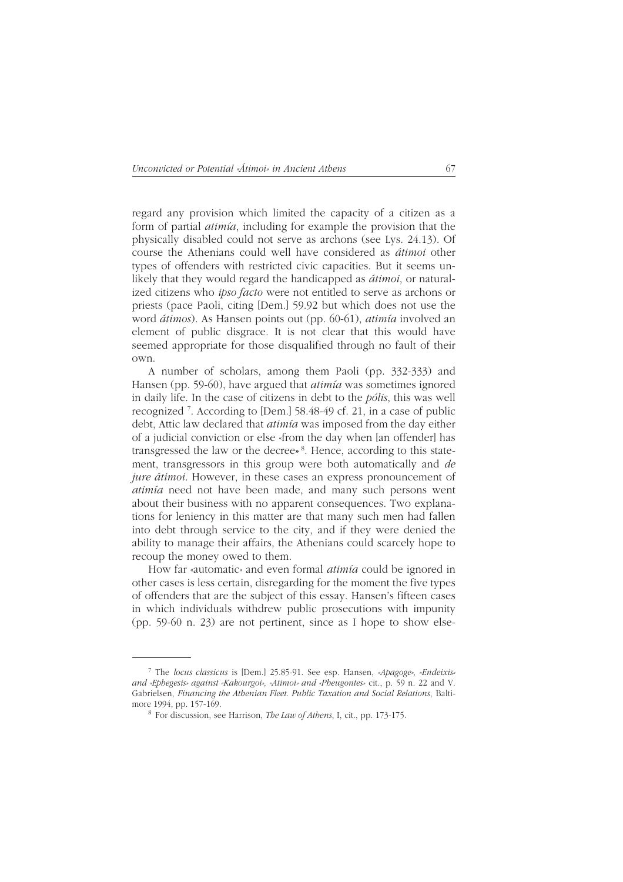regard any provision which limited the capacity of a citizen as a form of partial *atimía*, including for example the provision that the physically disabled could not serve as archons (see Lys. 24.13). Of course the Athenians could well have considered as *átimoi* other types of offenders with restricted civic capacities. But it seems unlikely that they would regard the handicapped as *átimoi*, or naturalized citizens who *ipso facto* were not entitled to serve as archons or priests (pace Paoli, citing [Dem.] 59.92 but which does not use the word *átimos*). As Hansen points out (pp. 60-61), *atimía* involved an element of public disgrace. It is not clear that this would have seemed appropriate for those disqualified through no fault of their own.

A number of scholars, among them Paoli (pp. 332-333) and Hansen (pp. 59-60), have argued that *atimía* was sometimes ignored in daily life. In the case of citizens in debt to the *pólis*, this was well recognized [7]. According to [Dem.] 58.48-49 cf. 21, in a case of public debt, Attic law declared that *atimía* was imposed from the day either of a judicial conviction or else «from the day when [an offender] has transgressed the law or the decree» [8]. Hence, according to this statement, transgressors in this group were both automatically and *de jure átimoi*. However, in these cases an express pronouncement of *atimía* need not have been made, and many such persons went about their business with no apparent consequences. Two explanations for leniency in this matter are that many such men had fallen into debt through service to the city, and if they were denied the ability to manage their affairs, the Athenians could scarcely hope to recoup the money owed to them.

How far «automatic» and even formal *atimía* could be ignored in other cases is less certain, disregarding for the moment the five types of offenders that are the subject of this essay. Hansen's fifteen cases in which individuals withdrew public prosecutions with impunity (pp. 59-60 n. 23) are not pertinent, since as I hope to show else-

---

[7] The *locus classicus* is [Dem.] 25.85-91. See esp. Hansen, *«Apagoge», «Endeixis» and «Ephegesis» against «Kakourgoi», «Atimoi» and «Pheugontes»* cit., p. 59 n. 22 and V. Gabrielsen, *Financing the Athenian Fleet. Public Taxation and Social Relations*, Baltimore 1994, pp. 157-169.

[8] For discussion, see Harrison, *The Law of Athens*, I, cit., pp. 173-175.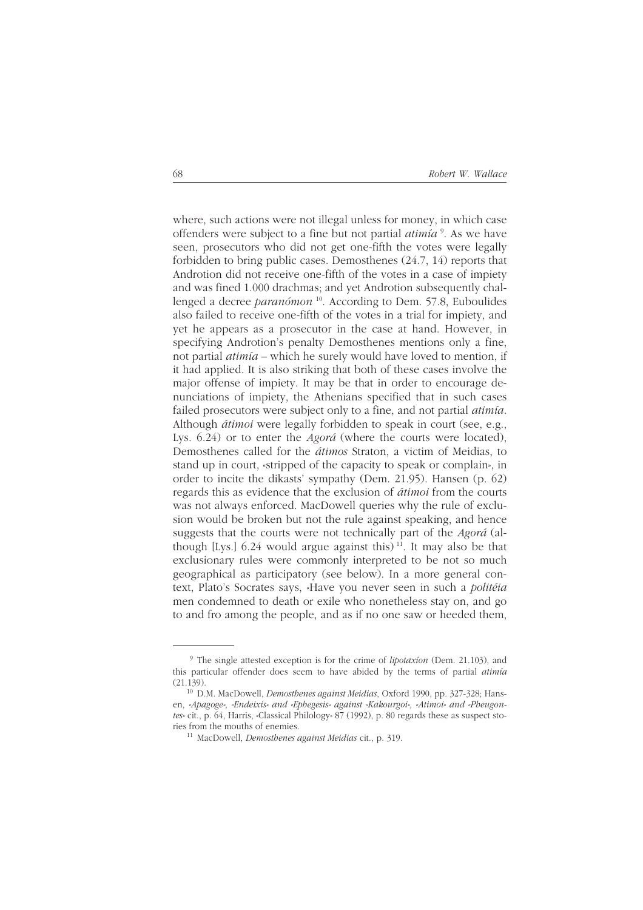where, such actions were not illegal unless for money, in which case offenders were subject to a fine but not partial *atimía* [9]. As we have seen, prosecutors who did not get one-fifth the votes were legally forbidden to bring public cases. Demosthenes (24.7, 14) reports that Androtion did not receive one-fifth of the votes in a case of impiety and was fined 1.000 drachmas; and yet Androtion subsequently challenged a decree *paranómon* [10]. According to Dem. 57.8, Euboulides also failed to receive one-fifth of the votes in a trial for impiety, and yet he appears as a prosecutor in the case at hand. However, in specifying Androtion's penalty Demosthenes mentions only a fine, not partial *atimía* – which he surely would have loved to mention, if it had applied. It is also striking that both of these cases involve the major offense of impiety. It may be that in order to encourage denunciations of impiety, the Athenians specified that in such cases failed prosecutors were subject only to a fine, and not partial *atimía*. Although *átimoi* were legally forbidden to speak in court (see, e.g., Lys. 6.24) or to enter the *Agorá* (where the courts were located), Demosthenes called for the *átimos* Straton, a victim of Meidias, to stand up in court, «stripped of the capacity to speak or complain», in order to incite the dikasts' sympathy (Dem. 21.95). Hansen (p. 62) regards this as evidence that the exclusion of *átimoi* from the courts was not always enforced. MacDowell queries why the rule of exclusion would be broken but not the rule against speaking, and hence suggests that the courts were not technically part of the *Agorá* (although [Lys.] 6.24 would argue against this) [11]. It may also be that exclusionary rules were commonly interpreted to be not so much geographical as participatory (see below). In a more general context, Plato's Socrates says, «Have you never seen in such a *politéia* men condemned to death or exile who nonetheless stay on, and go to and fro among the people, and as if no one saw or heeded them,

---

[9] The single attested exception is for the crime of *lipotaxíon* (Dem. 21.103), and this particular offender does seem to have abided by the terms of partial *atimía* (21.139).

[10] D.M. MacDowell, *Demosthenes against Meidias*, Oxford 1990, pp. 327-328; Hansen, *«Apagoge», «Endeixis» and «Ephegesis» against «Kakourgoi», «Atimoi» and «Pheugontes»* cit., p. 64, Harris, «Classical Philology» 87 (1992), p. 80 regards these as suspect stories from the mouths of enemies.

[11] MacDowell, *Demosthenes against Meidias* cit., p. 319.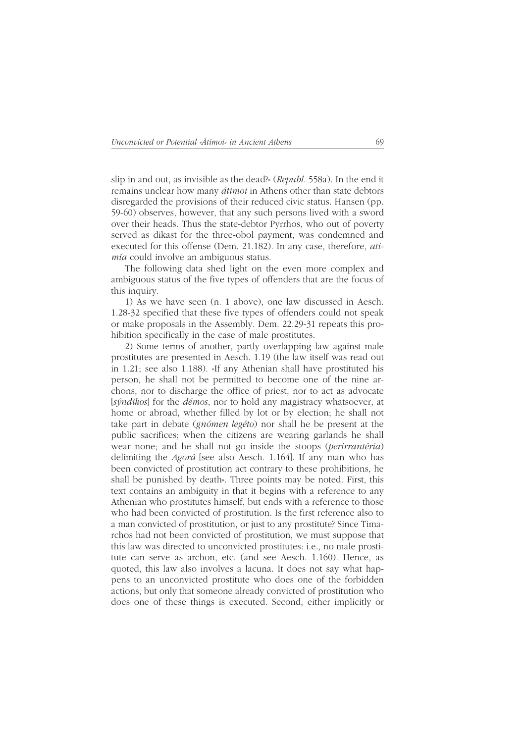slip in and out, as invisible as the dead?» (*Republ*. 558a). In the end it remains unclear how many *átimoi* in Athens other than state debtors disregarded the provisions of their reduced civic status. Hansen (pp. 59-60) observes, however, that any such persons lived with a sword over their heads. Thus the state-debtor Pyrrhos, who out of poverty served as dikast for the three-obol payment, was condemned and executed for this offense (Dem. 21.182). In any case, therefore, *atimía* could involve an ambiguous status.

The following data shed light on the even more complex and ambiguous status of the five types of offenders that are the focus of this inquiry.

1) As we have seen (n. 1 above), one law discussed in Aesch. 1.28-32 specified that these five types of offenders could not speak or make proposals in the Assembly. Dem. 22.29-31 repeats this prohibition specifically in the case of male prostitutes.

2) Some terms of another, partly overlapping law against male prostitutes are presented in Aesch. 1.19 (the law itself was read out in 1.21; see also 1.188). «If any Athenian shall have prostituted his person, he shall not be permitted to become one of the nine archons, nor to discharge the office of priest, nor to act as advocate [*sýndikos*] for the *dḗmos*, nor to hold any magistracy whatsoever, at home or abroad, whether filled by lot or by election; he shall not take part in debate (*gnómen legéto*) nor shall he be present at the public sacrifices; when the citizens are wearing garlands he shall wear none; and he shall not go inside the stoops (*perirrantéria*) delimiting the *Agorá* [see also Aesch. 1.164]. If any man who has been convicted of prostitution act contrary to these prohibitions, he shall be punished by death». Three points may be noted. First, this text contains an ambiguity in that it begins with a reference to any Athenian who prostitutes himself, but ends with a reference to those who had been convicted of prostitution. Is the first reference also to a man convicted of prostitution, or just to any prostitute? Since Timarchos had not been convicted of prostitution, we must suppose that this law was directed to unconvicted prostitutes: i.e., no male prostitute can serve as archon, etc. (and see Aesch. 1.160). Hence, as quoted, this law also involves a lacuna. It does not say what happens to an unconvicted prostitute who does one of the forbidden actions, but only that someone already convicted of prostitution who does one of these things is executed. Second, either implicitly or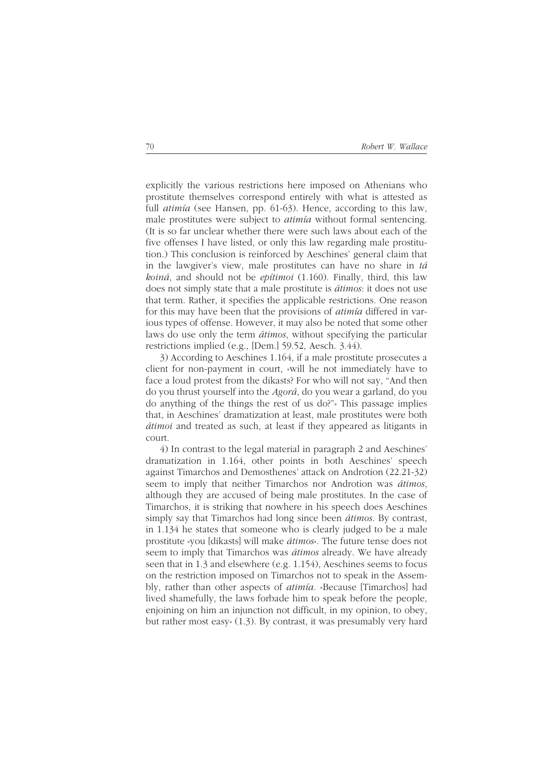explicitly the various restrictions here imposed on Athenians who prostitute themselves correspond entirely with what is attested as full *atimía* (see Hansen, pp. 61-63). Hence, according to this law, male prostitutes were subject to *atimía* without formal sentencing. (It is so far unclear whether there were such laws about each of the five offenses I have listed, or only this law regarding male prostitution.) This conclusion is reinforced by Aeschines' general claim that in the lawgiver's view, male prostitutes can have no share in *tá koiná*, and should not be *epítimoi* (1.160). Finally, third, this law does not simply state that a male prostitute is *átimos*: it does not use that term. Rather, it specifies the applicable restrictions. One reason for this may have been that the provisions of *atimía* differed in various types of offense. However, it may also be noted that some other laws do use only the term *átimos*, without specifying the particular restrictions implied (e.g., [Dem.] 59.52, Aesch. 3.44).

3) According to Aeschines 1.164, if a male prostitute prosecutes a client for non-payment in court, «will he not immediately have to face a loud protest from the dikasts? For who will not say, "And then do you thrust yourself into the *Agorá*, do you wear a garland, do you do anything of the things the rest of us do?"» This passage implies that, in Aeschines' dramatization at least, male prostitutes were both *átimoi* and treated as such, at least if they appeared as litigants in court.

4) In contrast to the legal material in paragraph 2 and Aeschines' dramatization in 1.164, other points in both Aeschines' speech against Timarchos and Demosthenes' attack on Androtion (22.21-32) seem to imply that neither Timarchos nor Androtion was *átimos*, although they are accused of being male prostitutes. In the case of Timarchos, it is striking that nowhere in his speech does Aeschines simply say that Timarchos had long since been *átimos*. By contrast, in 1.134 he states that someone who is clearly judged to be a male prostitute «you [dikasts] will make *átimos*». The future tense does not seem to imply that Timarchos was *átimos* already. We have already seen that in 1.3 and elsewhere (e.g. 1.154), Aeschines seems to focus on the restriction imposed on Timarchos not to speak in the Assembly, rather than other aspects of *atimía*. «Because [Timarchos] had lived shamefully, the laws forbade him to speak before the people, enjoining on him an injunction not difficult, in my opinion, to obey, but rather most easy» (1.3). By contrast, it was presumably very hard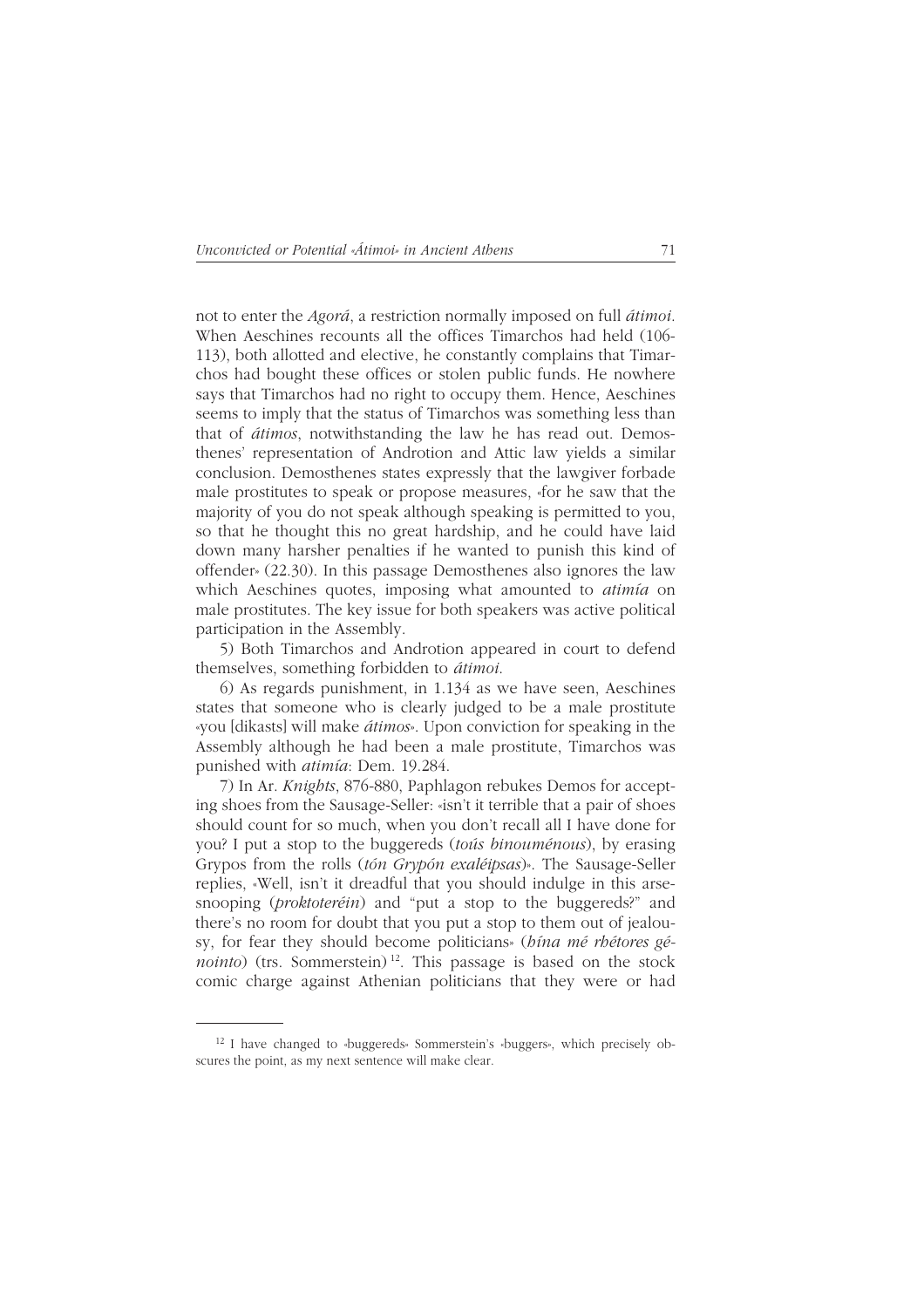not to enter the *Agorá*, a restriction normally imposed on full *átimoi*. When Aeschines recounts all the offices Timarchos had held (106-113), both allotted and elective, he constantly complains that Timarchos had bought these offices or stolen public funds. He nowhere says that Timarchos had no right to occupy them. Hence, Aeschines seems to imply that the status of Timarchos was something less than that of *átimos*, notwithstanding the law he has read out. Demosthenes' representation of Androtion and Attic law yields a similar conclusion. Demosthenes states expressly that the lawgiver forbade male prostitutes to speak or propose measures, «for he saw that the majority of you do not speak although speaking is permitted to you, so that he thought this no great hardship, and he could have laid down many harsher penalties if he wanted to punish this kind of offender» (22.30). In this passage Demosthenes also ignores the law which Aeschines quotes, imposing what amounted to *atimía* on male prostitutes. The key issue for both speakers was active political participation in the Assembly.

5) Both Timarchos and Androtion appeared in court to defend themselves, something forbidden to *átimoi*.

6) As regards punishment, in 1.134 as we have seen, Aeschines states that someone who is clearly judged to be a male prostitute «you [dikasts] will make *átimos*». Upon conviction for speaking in the Assembly although he had been a male prostitute, Timarchos was punished with *atimía*: Dem. 19.284.

7) In Ar. *Knights*, 876-880, Paphlagon rebukes Demos for accepting shoes from the Sausage-Seller: «isn't it terrible that a pair of shoes should count for so much, when you don't recall all I have done for you? I put a stop to the buggereds (*toús binouménous*), by erasing Grypos from the rolls (*tón Grypón exaléipsas*)». The Sausage-Seller replies, «Well, isn't it dreadful that you should indulge in this arse-snooping (*proktoteréin*) and "put a stop to the buggereds?" and there's no room for doubt that you put a stop to them out of jealousy, for fear they should become politicians» (*hína mé rhétores génointo*) (trs. Sommerstein) [12]. This passage is based on the stock comic charge against Athenian politicians that they were or had

---

[12] I have changed to «buggereds» Sommerstein's «buggers», which precisely obscures the point, as my next sentence will make clear.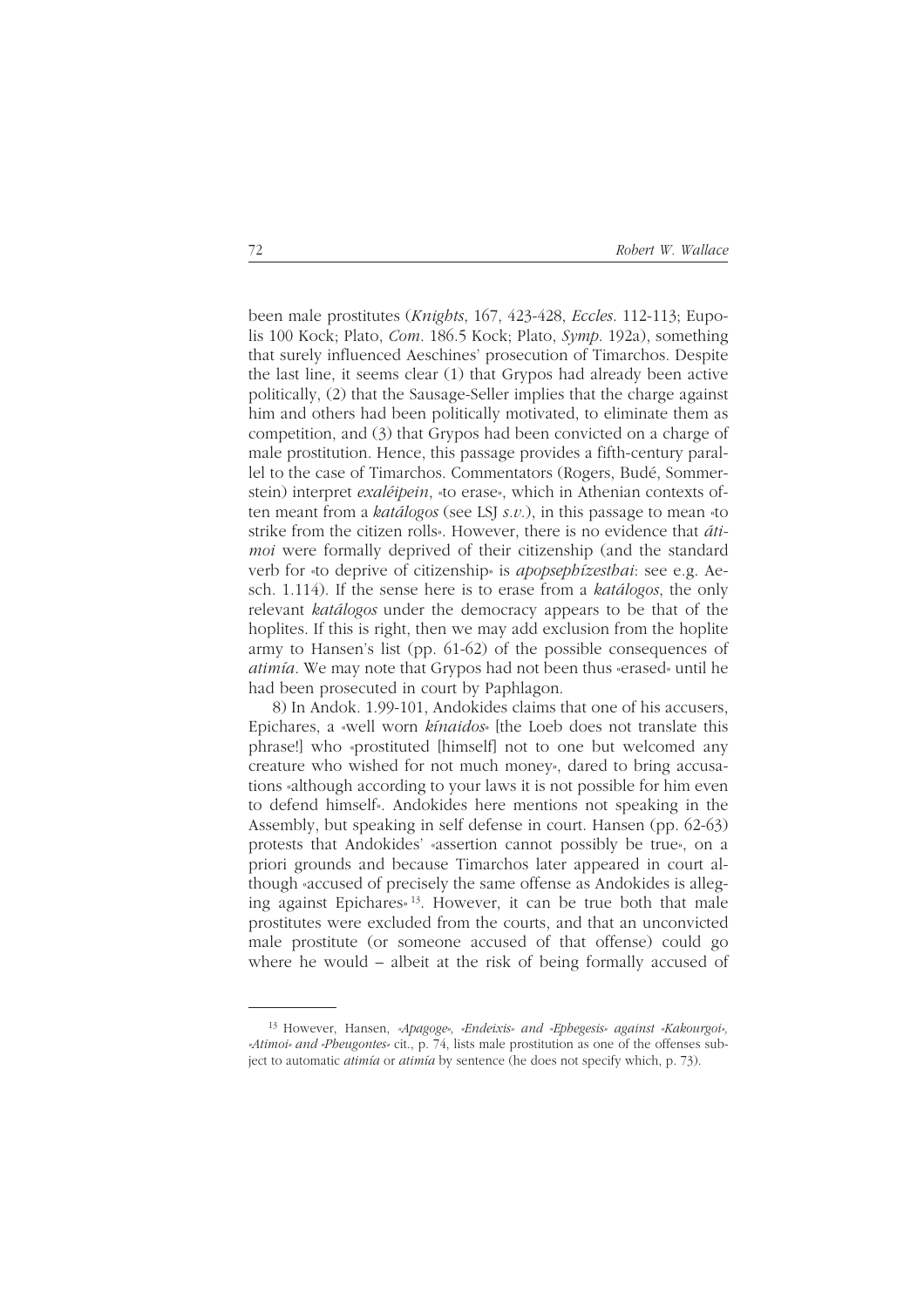been male prostitutes (*Knights*, 167, 423-428, *Eccles*. 112-113; Eupolis 100 Kock; Plato, *Com*. 186.5 Kock; Plato, *Symp*. 192a), something that surely influenced Aeschines' prosecution of Timarchos. Despite the last line, it seems clear (1) that Grypos had already been active politically, (2) that the Sausage-Seller implies that the charge against him and others had been politically motivated, to eliminate them as competition, and (3) that Grypos had been convicted on a charge of male prostitution. Hence, this passage provides a fifth-century parallel to the case of Timarchos. Commentators (Rogers, Budé, Sommerstein) interpret *exaléipein*, «to erase», which in Athenian contexts often meant from a *katálogos* (see LSJ *s.v.*), in this passage to mean «to strike from the citizen rolls». However, there is no evidence that *átimoi* were formally deprived of their citizenship (and the standard verb for «to deprive of citizenship» is *apopsephízesthai*: see e.g. Aesch. 1.114). If the sense here is to erase from a *katálogos*, the only relevant *katálogos* under the democracy appears to be that of the hoplites. If this is right, then we may add exclusion from the hoplite army to Hansen's list (pp. 61-62) of the possible consequences of *atimía*. We may note that Grypos had not been thus «erased» until he had been prosecuted in court by Paphlagon.

8) In Andok. 1.99-101, Andokides claims that one of his accusers, Epichares, a «well worn *kínaidos*» [the Loeb does not translate this phrase!] who «prostituted [himself] not to one but welcomed any creature who wished for not much money», dared to bring accusations «although according to your laws it is not possible for him even to defend himself». Andokides here mentions not speaking in the Assembly, but speaking in self defense in court. Hansen (pp. 62-63) protests that Andokides' «assertion cannot possibly be true», on a priori grounds and because Timarchos later appeared in court although «accused of precisely the same offense as Andokides is alleging against Epichares» [13]. However, it can be true both that male prostitutes were excluded from the courts, and that an unconvicted male prostitute (or someone accused of that offense) could go where he would – albeit at the risk of being formally accused of

---

[13] However, Hansen, *«Apagoge», «Endeixis» and «Ephegesis» against «Kakourgoi», «Atimoi» and «Pheugontes»* cit., p. 74, lists male prostitution as one of the offenses subject to automatic *atimía* or *atimía* by sentence (he does not specify which, p. 73).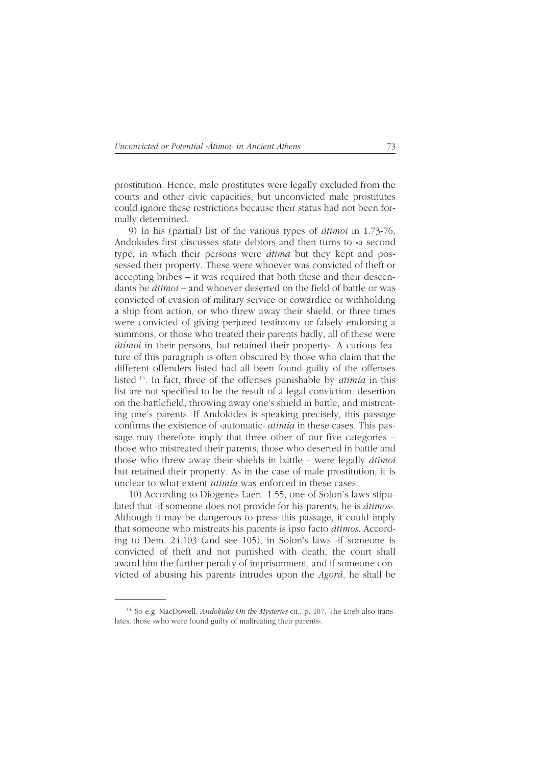prostitution. Hence, male prostitutes were legally excluded from the courts and other civic capacities, but unconvicted male prostitutes could ignore these restrictions because their status had not been formally determined.

9) In his (partial) list of the various types of *átimoi* in 1.73-76, Andokides first discusses state debtors and then turns to «a second type, in which their persons were *átima* but they kept and possessed their property. These were whoever was convicted of theft or accepting bribes – it was required that both these and their descendants be *átimoi* – and whoever deserted on the field of battle or was convicted of evasion of military service or cowardice or withholding a ship from action, or who threw away their shield, or three times were convicted of giving perjured testimony or falsely endorsing a summons, or those who treated their parents badly, all of these were *átimoi* in their persons, but retained their property». A curious feature of this paragraph is often obscured by those who claim that the different offenders listed had all been found guilty of the offenses listed [14]. In fact, three of the offenses punishable by *atimía* in this list are not specified to be the result of a legal conviction: desertion on the battlefield, throwing away one's shield in battle, and mistreating one's parents. If Andokides is speaking precisely, this passage confirms the existence of «automatic» *atimía* in these cases. This passage may therefore imply that three other of our five categories – those who mistreated their parents, those who deserted in battle and those who threw away their shields in battle – were legally *átimoi* but retained their property. As in the case of male prostitution, it is unclear to what extent *atimía* was enforced in these cases.

10) According to Diogenes Laert. 1.55, one of Solon's laws stipulated that «if someone does not provide for his parents, he is *átimos*». Although it may be dangerous to press this passage, it could imply that someone who mistreats his parents is ipso facto *átimos*. According to Dem. 24.103 (and see 105), in Solon's laws «if someone is convicted of theft and not punished with death, the court shall award him the further penalty of imprisonment, and if someone convicted of abusing his parents intrudes upon the *Agorá*, he shall be

---

[14] So e.g. MacDowell, *Andokides On the Mysteries* cit., p. 107. The Loeb also translates, those «who were found guilty of maltreating their parents».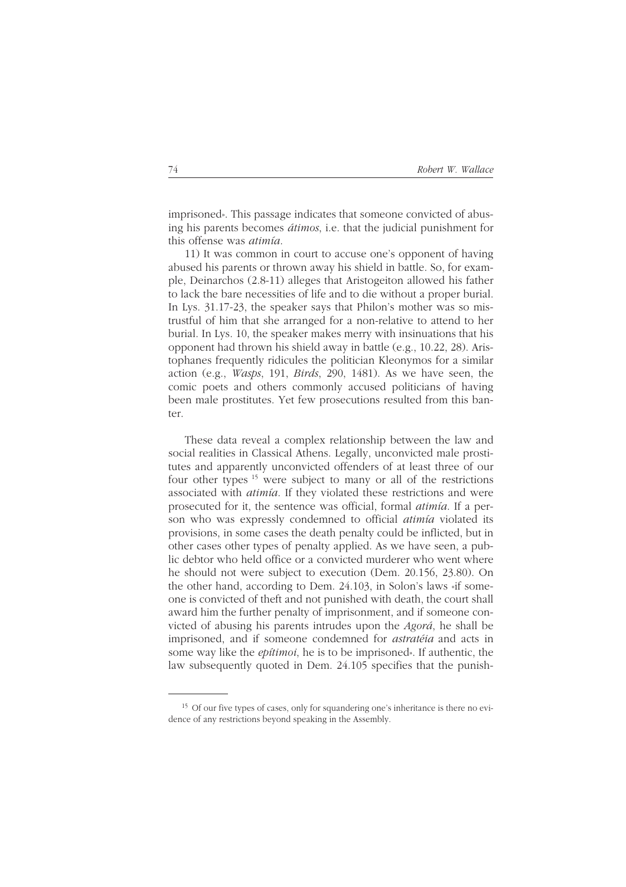imprisoned». This passage indicates that someone convicted of abusing his parents becomes *átimos*, i.e. that the judicial punishment for this offense was *atimía*.

11) It was common in court to accuse one's opponent of having abused his parents or thrown away his shield in battle. So, for example, Deinarchos (2.8-11) alleges that Aristogeiton allowed his father to lack the bare necessities of life and to die without a proper burial. In Lys. 31.17-23, the speaker says that Philon's mother was so mistrustful of him that she arranged for a non-relative to attend to her burial. In Lys. 10, the speaker makes merry with insinuations that his opponent had thrown his shield away in battle (e.g., 10.22, 28). Aristophanes frequently ridicules the politician Kleonymos for a similar action (e.g., *Wasps*, 191, *Birds*, 290, 1481). As we have seen, the comic poets and others commonly accused politicians of having been male prostitutes. Yet few prosecutions resulted from this banter.

These data reveal a complex relationship between the law and social realities in Classical Athens. Legally, unconvicted male prostitutes and apparently unconvicted offenders of at least three of our four other types [15] were subject to many or all of the restrictions associated with *atimía*. If they violated these restrictions and were prosecuted for it, the sentence was official, formal *atimía*. If a person who was expressly condemned to official *atimía* violated its provisions, in some cases the death penalty could be inflicted, but in other cases other types of penalty applied. As we have seen, a public debtor who held office or a convicted murderer who went where he should not were subject to execution (Dem. 20.156, 23.80). On the other hand, according to Dem. 24.103, in Solon's laws «if someone is convicted of theft and not punished with death, the court shall award him the further penalty of imprisonment, and if someone convicted of abusing his parents intrudes upon the *Agorá*, he shall be imprisoned, and if someone condemned for *astratéia* and acts in some way like the *epítimoi*, he is to be imprisoned». If authentic, the law subsequently quoted in Dem. 24.105 specifies that the punish-

[15] Of our five types of cases, only for squandering one's inheritance is there no evidence of any restrictions beyond speaking in the Assembly.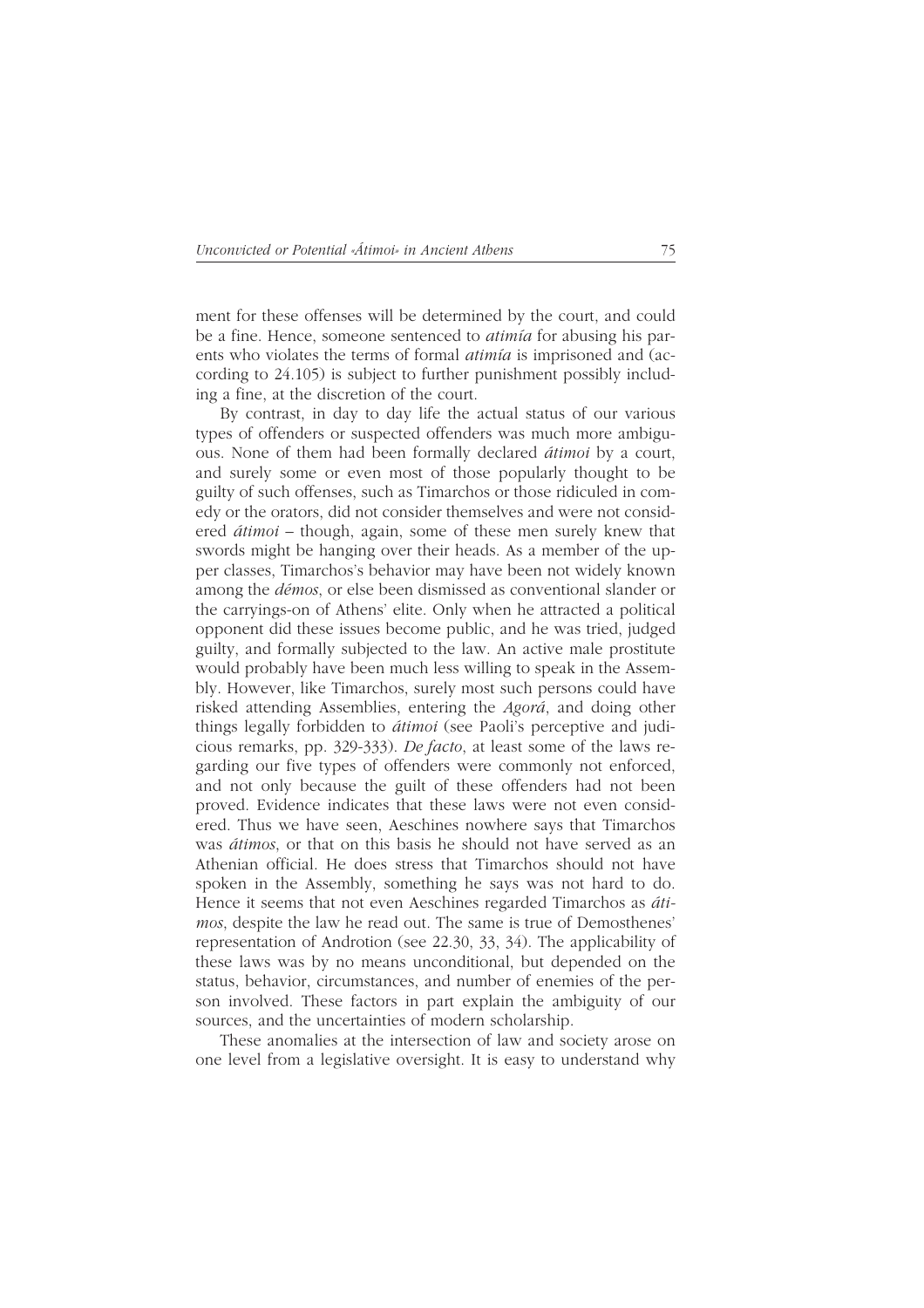ment for these offenses will be determined by the court, and could be a fine. Hence, someone sentenced to *atimía* for abusing his parents who violates the terms of formal *atimía* is imprisoned and (according to 24.105) is subject to further punishment possibly including a fine, at the discretion of the court.

By contrast, in day to day life the actual status of our various types of offenders or suspected offenders was much more ambiguous. None of them had been formally declared *átimoi* by a court, and surely some or even most of those popularly thought to be guilty of such offenses, such as Timarchos or those ridiculed in comedy or the orators, did not consider themselves and were not considered *átimoi* – though, again, some of these men surely knew that swords might be hanging over their heads. As a member of the upper classes, Timarchos's behavior may have been not widely known among the *dêmos*, or else been dismissed as conventional slander or the carryings-on of Athens' elite. Only when he attracted a political opponent did these issues become public, and he was tried, judged guilty, and formally subjected to the law. An active male prostitute would probably have been much less willing to speak in the Assembly. However, like Timarchos, surely most such persons could have risked attending Assemblies, entering the *Agorá*, and doing other things legally forbidden to *átimoi* (see Paoli's perceptive and judicious remarks, pp. 329-333). *De facto*, at least some of the laws regarding our five types of offenders were commonly not enforced, and not only because the guilt of these offenders had not been proved. Evidence indicates that these laws were not even considered. Thus we have seen, Aeschines nowhere says that Timarchos was *átimos*, or that on this basis he should not have served as an Athenian official. He does stress that Timarchos should not have spoken in the Assembly, something he says was not hard to do. Hence it seems that not even Aeschines regarded Timarchos as *átimos*, despite the law he read out. The same is true of Demosthenes' representation of Androtion (see 22.30, 33, 34). The applicability of these laws was by no means unconditional, but depended on the status, behavior, circumstances, and number of enemies of the person involved. These factors in part explain the ambiguity of our sources, and the uncertainties of modern scholarship.

These anomalies at the intersection of law and society arose on one level from a legislative oversight. It is easy to understand why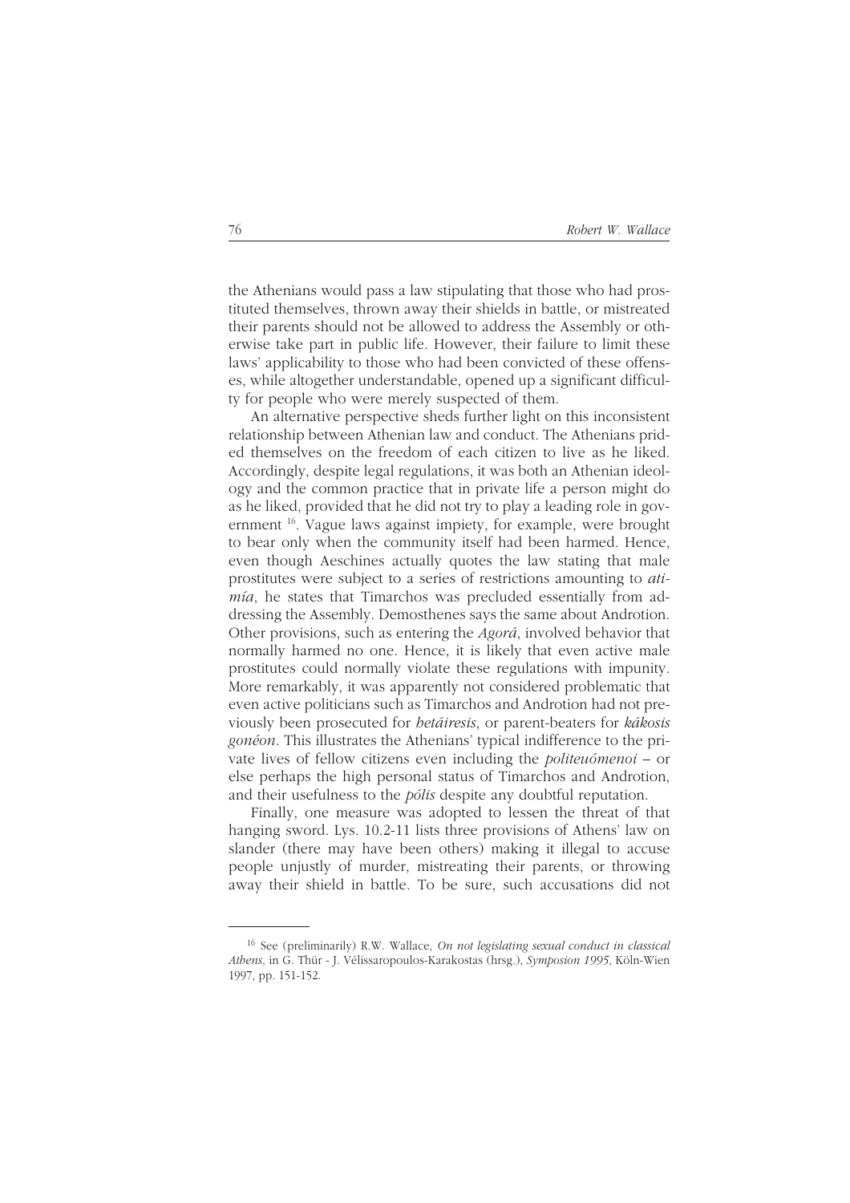the Athenians would pass a law stipulating that those who had prostituted themselves, thrown away their shields in battle, or mistreated their parents should not be allowed to address the Assembly or otherwise take part in public life. However, their failure to limit these laws' applicability to those who had been convicted of these offenses, while altogether understandable, opened up a significant difficulty for people who were merely suspected of them.

An alternative perspective sheds further light on this inconsistent relationship between Athenian law and conduct. The Athenians prided themselves on the freedom of each citizen to live as he liked. Accordingly, despite legal regulations, it was both an Athenian ideology and the common practice that in private life a person might do as he liked, provided that he did not try to play a leading role in government [16]. Vague laws against impiety, for example, were brought to bear only when the community itself had been harmed. Hence, even though Aeschines actually quotes the law stating that male prostitutes were subject to a series of restrictions amounting to *atimía*, he states that Timarchos was precluded essentially from addressing the Assembly. Demosthenes says the same about Androtion. Other provisions, such as entering the *Agorá*, involved behavior that normally harmed no one. Hence, it is likely that even active male prostitutes could normally violate these regulations with impunity. More remarkably, it was apparently not considered problematic that even active politicians such as Timarchos and Androtion had not previously been prosecuted for *hetáiresis*, or parent-beaters for *kákosis gonéon*. This illustrates the Athenians' typical indifference to the private lives of fellow citizens even including the *politeuómenoi* – or else perhaps the high personal status of Timarchos and Androtion, and their usefulness to the *pólis* despite any doubtful reputation.

Finally, one measure was adopted to lessen the threat of that hanging sword. Lys. 10.2-11 lists three provisions of Athens' law on slander (there may have been others) making it illegal to accuse people unjustly of murder, mistreating their parents, or throwing away their shield in battle. To be sure, such accusations did not

---

[16] See (preliminarily) R.W. Wallace, *On not legislating sexual conduct in classical Athens*, in G. Thür - J. Vélissaropoulos-Karakostas (hrsg.), *Symposion 1995*, Köln-Wien 1997, pp. 151-152.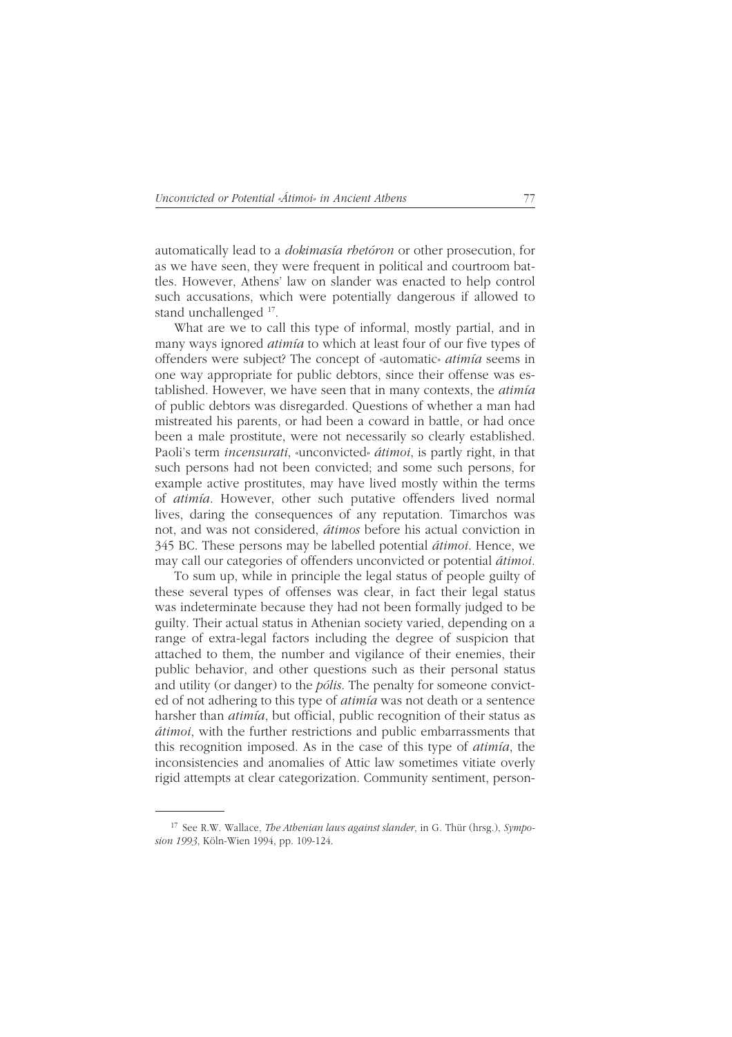automatically lead to a *dokimasía rhetóron* or other prosecution, for as we have seen, they were frequent in political and courtroom battles. However, Athens' law on slander was enacted to help control such accusations, which were potentially dangerous if allowed to stand unchallenged [17].

What are we to call this type of informal, mostly partial, and in many ways ignored *atimía* to which at least four of our five types of offenders were subject? The concept of «automatic» *atimía* seems in one way appropriate for public debtors, since their offense was established. However, we have seen that in many contexts, the *atimía* of public debtors was disregarded. Questions of whether a man had mistreated his parents, or had been a coward in battle, or had once been a male prostitute, were not necessarily so clearly established. Paoli's term *incensurati*, «unconvicted» *átimoi*, is partly right, in that such persons had not been convicted; and some such persons, for example active prostitutes, may have lived mostly within the terms of *atimía*. However, other such putative offenders lived normal lives, daring the consequences of any reputation. Timarchos was not, and was not considered, *átimos* before his actual conviction in 345 BC. These persons may be labelled potential *átimoi*. Hence, we may call our categories of offenders unconvicted or potential *átimoi*.

To sum up, while in principle the legal status of people guilty of these several types of offenses was clear, in fact their legal status was indeterminate because they had not been formally judged to be guilty. Their actual status in Athenian society varied, depending on a range of extra-legal factors including the degree of suspicion that attached to them, the number and vigilance of their enemies, their public behavior, and other questions such as their personal status and utility (or danger) to the *pólis*. The penalty for someone convicted of not adhering to this type of *atimía* was not death or a sentence harsher than *atimía*, but official, public recognition of their status as *átimoi*, with the further restrictions and public embarrassments that this recognition imposed. As in the case of this type of *atimía*, the inconsistencies and anomalies of Attic law sometimes vitiate overly rigid attempts at clear categorization. Community sentiment, person-

---

[17] See R.W. Wallace, *The Athenian laws against slander*, in G. Thür (hrsg.), *Symposion 1993*, Köln-Wien 1994, pp. 109-124.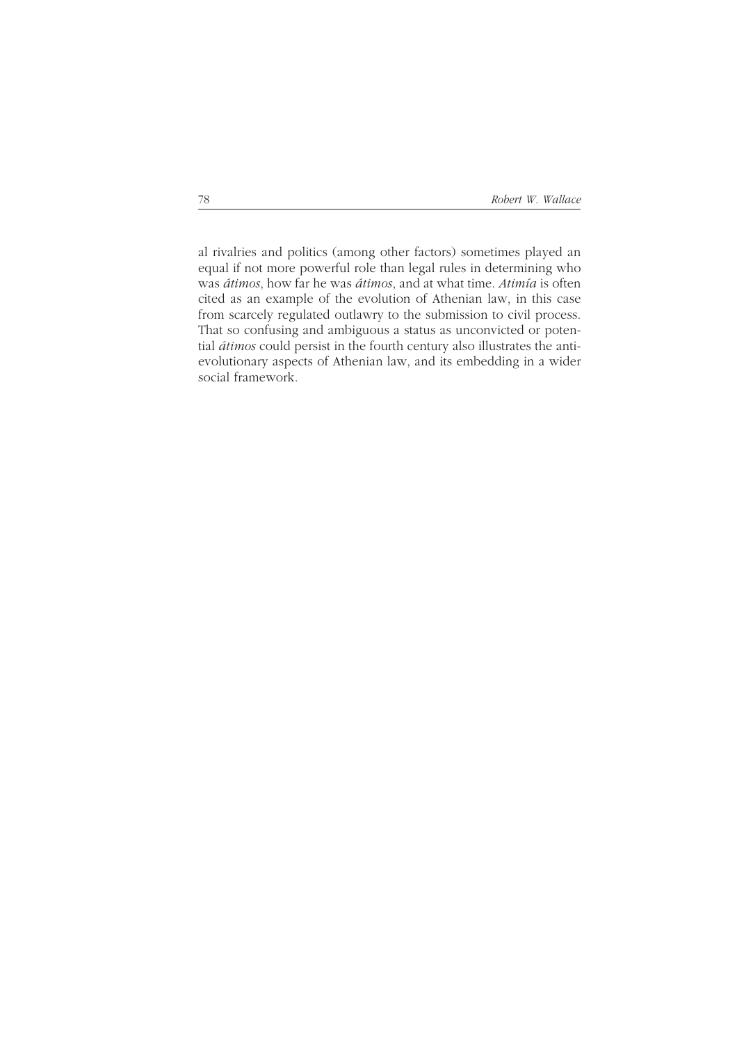al rivalries and politics (among other factors) sometimes played an equal if not more powerful role than legal rules in determining who was *átimos*, how far he was *átimos*, and at what time. *Atimía* is often cited as an example of the evolution of Athenian law, in this case from scarcely regulated outlawry to the submission to civil process. That so confusing and ambiguous a status as unconvicted or potential *átimos* could persist in the fourth century also illustrates the anti-evolutionary aspects of Athenian law, and its embedding in a wider social framework.